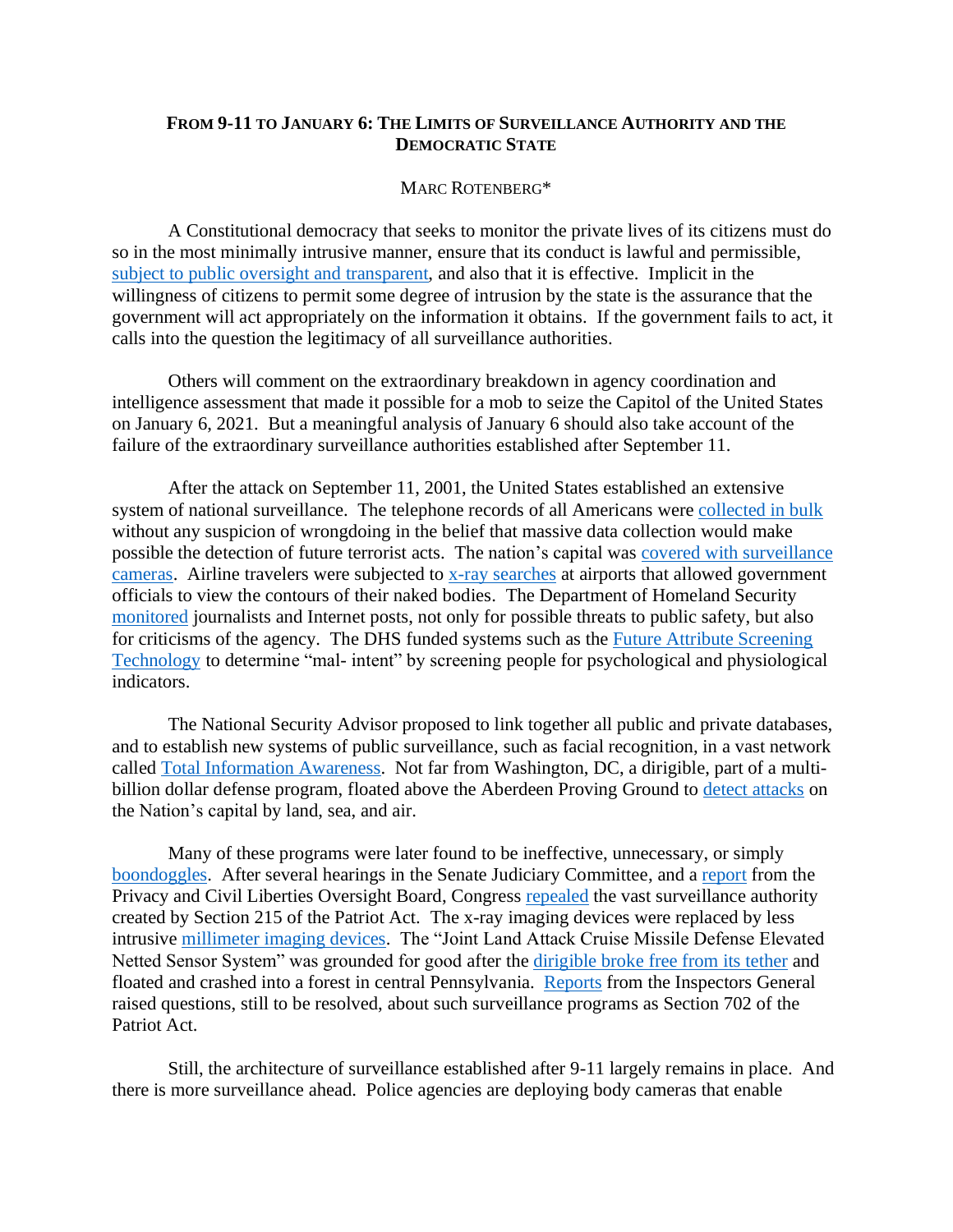# FROM 9-11 TO JANUARY 6: THE LIMITS OF SURVEILLANCE AUTHORITY AND THE DEMOCRATIC STATE

MARC ROTENBERG*

A Constitutional democracy that seeks to monitor the private lives of its citizens must do so in the most minimally intrusive manner, ensure that its conduct is lawful and permissible, subject to public oversight and transparent, and also that it is effective. Implicit in the willingness of citizens to permit some degree of intrusion by the state is the assurance that the government will act appropriately on the information it obtains. If the government fails to act, it calls into the question the legitimacy of all surveillance authorities.

Others will comment on the extraordinary breakdown in agency coordination and intelligence assessment that made it possible for a mob to seize the Capitol of the United States on January 6, 2021. But a meaningful analysis of January 6 should also take account of the failure of the extraordinary surveillance authorities established after September 11.

After the attack on September 11, 2001, the United States established an extensive system of national surveillance. The telephone records of all Americans were collected in bulk without any suspicion of wrongdoing in the belief that massive data collection would make possible the detection of future terrorist acts. The nation's capital was covered with surveillance cameras. Airline travelers were subjected to x-ray searches at airports that allowed government officials to view the contours of their naked bodies. The Department of Homeland Security monitored journalists and Internet posts, not only for possible threats to public safety, but also for criticisms of the agency. The DHS funded systems such as the Future Attribute Screening Technology to determine "mal- intent" by screening people for psychological and physiological indicators.

The National Security Advisor proposed to link together all public and private databases, and to establish new systems of public surveillance, such as facial recognition, in a vast network called Total Information Awareness. Not far from Washington, DC, a dirigible, part of a multi-billion dollar defense program, floated above the Aberdeen Proving Ground to detect attacks on the Nation's capital by land, sea, and air.

Many of these programs were later found to be ineffective, unnecessary, or simply boondoggles. After several hearings in the Senate Judiciary Committee, and a report from the Privacy and Civil Liberties Oversight Board, Congress repealed the vast surveillance authority created by Section 215 of the Patriot Act. The x-ray imaging devices were replaced by less intrusive millimeter imaging devices. The "Joint Land Attack Cruise Missile Defense Elevated Netted Sensor System" was grounded for good after the dirigible broke free from its tether and floated and crashed into a forest in central Pennsylvania. Reports from the Inspectors General raised questions, still to be resolved, about such surveillance programs as Section 702 of the Patriot Act.

Still, the architecture of surveillance established after 9-11 largely remains in place. And there is more surveillance ahead. Police agencies are deploying body cameras that enable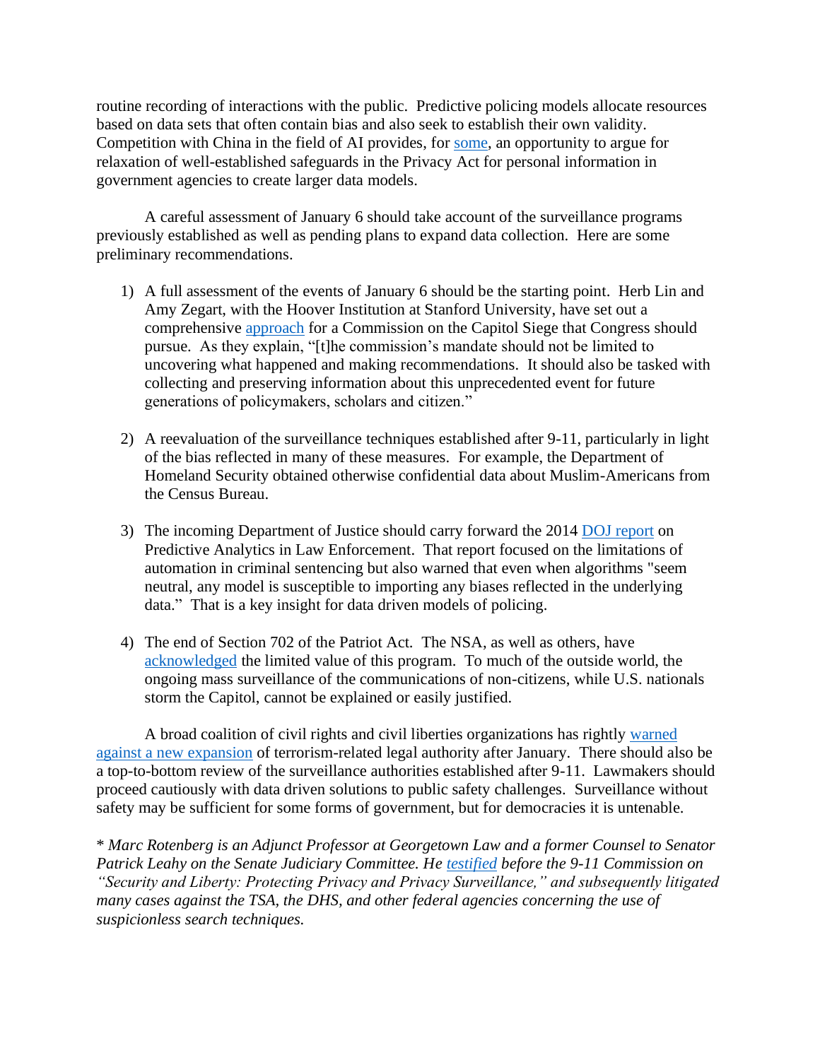routine recording of interactions with the public. Predictive policing models allocate resources based on data sets that often contain bias and also seek to establish their own validity. Competition with China in the field of AI provides, for some, an opportunity to argue for relaxation of well-established safeguards in the Privacy Act for personal information in government agencies to create larger data models.

A careful assessment of January 6 should take account of the surveillance programs previously established as well as pending plans to expand data collection. Here are some preliminary recommendations.

1) A full assessment of the events of January 6 should be the starting point. Herb Lin and Amy Zegart, with the Hoover Institution at Stanford University, have set out a comprehensive approach for a Commission on the Capitol Siege that Congress should pursue. As they explain, "[t]he commission's mandate should not be limited to uncovering what happened and making recommendations. It should also be tasked with collecting and preserving information about this unprecedented event for future generations of policymakers, scholars and citizen."

2) A reevaluation of the surveillance techniques established after 9-11, particularly in light of the bias reflected in many of these measures. For example, the Department of Homeland Security obtained otherwise confidential data about Muslim-Americans from the Census Bureau.

3) The incoming Department of Justice should carry forward the 2014 DOJ report on Predictive Analytics in Law Enforcement. That report focused on the limitations of automation in criminal sentencing but also warned that even when algorithms "seem neutral, any model is susceptible to importing any biases reflected in the underlying data." That is a key insight for data driven models of policing.

4) The end of Section 702 of the Patriot Act. The NSA, as well as others, have acknowledged the limited value of this program. To much of the outside world, the ongoing mass surveillance of the communications of non-citizens, while U.S. nationals storm the Capitol, cannot be explained or easily justified.

A broad coalition of civil rights and civil liberties organizations has rightly warned against a new expansion of terrorism-related legal authority after January. There should also be a top-to-bottom review of the surveillance authorities established after 9-11. Lawmakers should proceed cautiously with data driven solutions to public safety challenges. Surveillance without safety may be sufficient for some forms of government, but for democracies it is untenable.

*\* Marc Rotenberg is an Adjunct Professor at Georgetown Law and a former Counsel to Senator Patrick Leahy on the Senate Judiciary Committee. He testified before the 9-11 Commission on "Security and Liberty: Protecting Privacy and Privacy Surveillance," and subsequently litigated many cases against the TSA, the DHS, and other federal agencies concerning the use of suspicionless search techniques.*